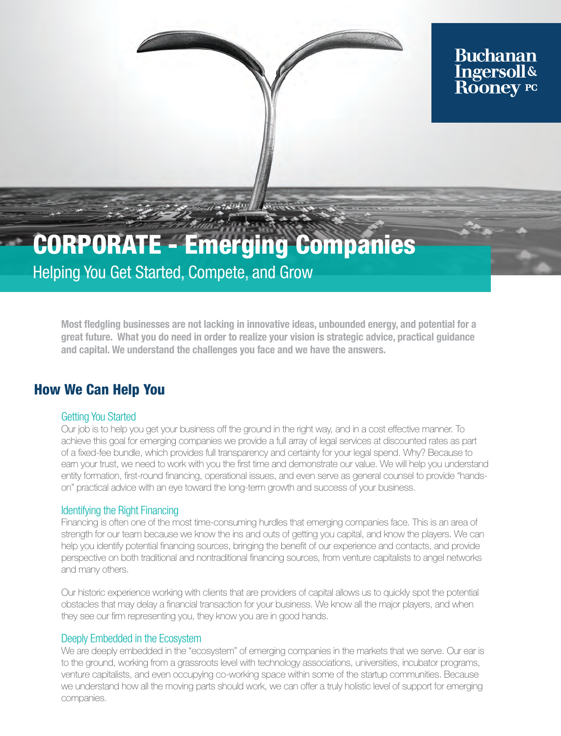Buchanan Ingersoll & Rooney PC

# CORPORATE - Emerging Companies

## Helping You Get Started, Compete, and Grow

**Most fledgling businesses are not lacking in innovative ideas, unbounded energy, and potential for a great future. What you do need in order to realize your vision is strategic advice, practical guidance and capital. We understand the challenges you face and we have the answers.**

## How We Can Help You

### Getting You Started

Our job is to help you get your business off the ground in the right way, and in a cost effective manner. To achieve this goal for emerging companies we provide a full array of legal services at discounted rates as part of a fixed-fee bundle, which provides full transparency and certainty for your legal spend. Why? Because to earn your trust, we need to work with you the first time and demonstrate our value. We will help you understand entity formation, first-round financing, operational issues, and even serve as general counsel to provide "hands-on" practical advice with an eye toward the long-term growth and success of your business.

### Identifying the Right Financing

Financing is often one of the most time-consuming hurdles that emerging companies face. This is an area of strength for our team because we know the ins and outs of getting you capital, and know the players. We can help you identify potential financing sources, bringing the benefit of our experience and contacts, and provide perspective on both traditional and nontraditional financing sources, from venture capitalists to angel networks and many others.

Our historic experience working with clients that are providers of capital allows us to quickly spot the potential obstacles that may delay a financial transaction for your business. We know all the major players, and when they see our firm representing you, they know you are in good hands.

### Deeply Embedded in the Ecosystem

We are deeply embedded in the "ecosystem" of emerging companies in the markets that we serve. Our ear is to the ground, working from a grassroots level with technology associations, universities, incubator programs, venture capitalists, and even occupying co-working space within some of the startup communities. Because we understand how all the moving parts should work, we can offer a truly holistic level of support for emerging companies.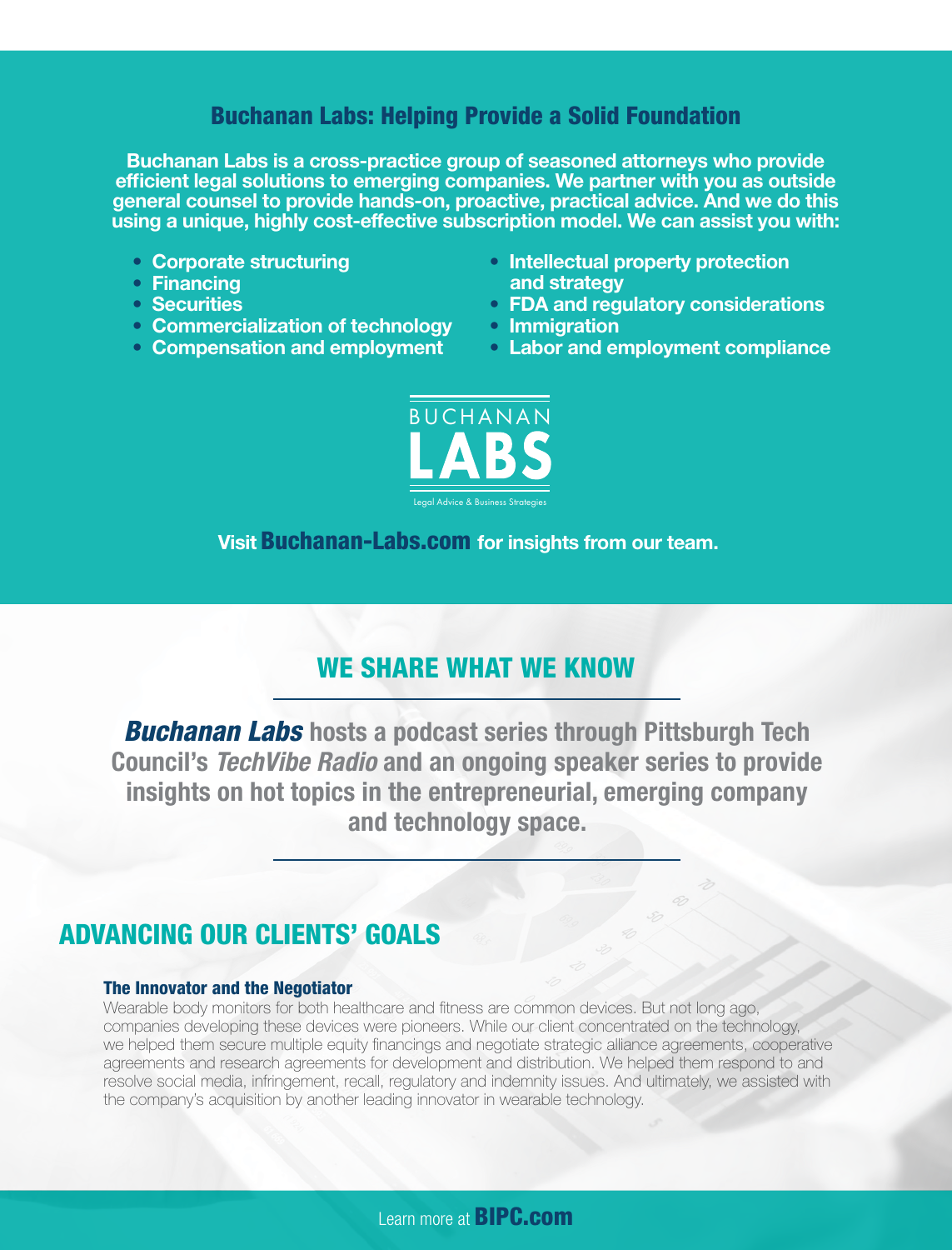## Buchanan Labs: Helping Provide a Solid Foundation

**Buchanan Labs is a cross-practice group of seasoned attorneys who provide efficient legal solutions to emerging companies. We partner with you as outside general counsel to provide hands-on, proactive, practical advice. And we do this using a unique, highly cost-effective subscription model. We can assist you with:**

- **Corporate structuring**
- **Financing**
- **Securities**
- **Commercialization of technology**
- **Compensation and employment**
- **Intellectual property protection and strategy**
- **FDA and regulatory considerations**
- **Immigration**
- **Labor and employment compliance**

BUCHANAN LABS
Legal Advice & Business Strategies

**Visit Buchanan-Labs.com for insights from our team.**

## WE SHARE WHAT WE KNOW

***Buchanan Labs*** **hosts a podcast series through Pittsburgh Tech Council's *TechVibe Radio* and an ongoing speaker series to provide insights on hot topics in the entrepreneurial, emerging company and technology space.**

## ADVANCING OUR CLIENTS' GOALS

### The Innovator and the Negotiator

Wearable body monitors for both healthcare and fitness are common devices. But not long ago, companies developing these devices were pioneers. While our client concentrated on the technology, we helped them secure multiple equity financings and negotiate strategic alliance agreements, cooperative agreements and research agreements for development and distribution. We helped them respond to and resolve social media, infringement, recall, regulatory and indemnity issues. And ultimately, we assisted with the company's acquisition by another leading innovator in wearable technology.

Learn more at **BIPC.com**